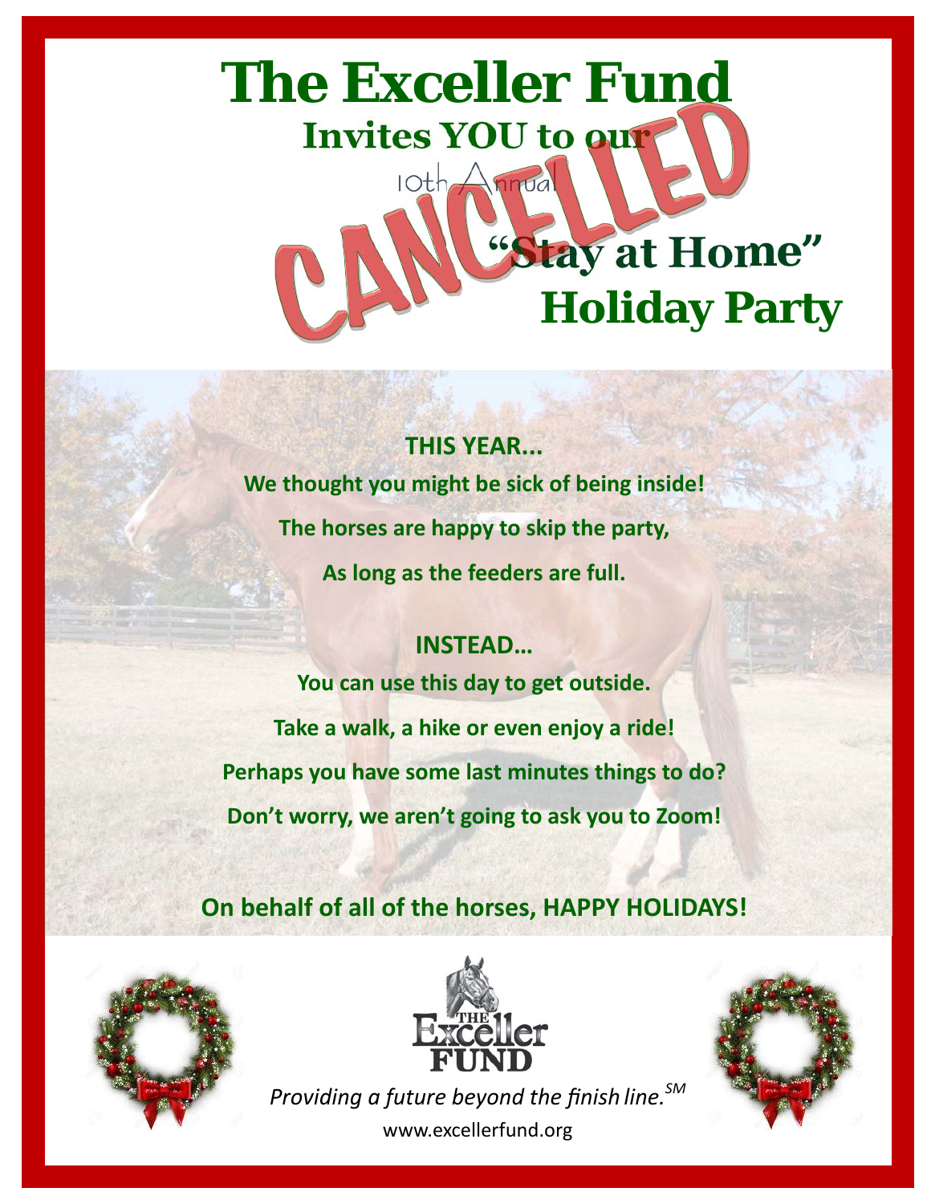# The Exceller Fund

## Invites YOU to our

10th Annual

CANCELLED

## "Stay at Home" Holiday Party

**THIS YEAR...**

**We thought you might be sick of being inside!**

**The horses are happy to skip the party,**

**As long as the feeders are full.**

**INSTEAD…**

**You can use this day to get outside.**

**Take a walk, a hike or even enjoy a ride!**

**Perhaps you have some last minutes things to do?**

**Don't worry, we aren't going to ask you to Zoom!**

**On behalf of all of the horses, HAPPY HOLIDAYS!**

THE Exceller FUND

*Providing a future beyond the finish line.*SM

www.excellerfund.org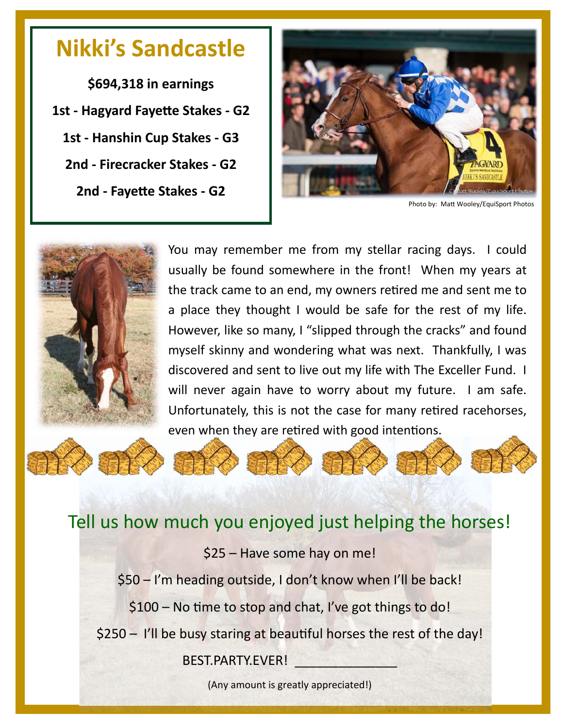# Nikki's Sandcastle

**$694,318 in earnings**

**1st - Hagyard Fayette Stakes - G2**

**1st - Hanshin Cup Stakes - G3**

**2nd - Firecracker Stakes - G2**

**2nd - Fayette Stakes - G2**

Photo by: Matt Wooley/EquiSport Photos

You may remember me from my stellar racing days. I could usually be found somewhere in the front! When my years at the track came to an end, my owners retired me and sent me to a place they thought I would be safe for the rest of my life. However, like so many, I "slipped through the cracks" and found myself skinny and wondering what was next. Thankfully, I was discovered and sent to live out my life with The Exceller Fund. I will never again have to worry about my future. I am safe. Unfortunately, this is not the case for many retired racehorses, even when they are retired with good intentions.

## Tell us how much you enjoyed just helping the horses!

$25 – Have some hay on me!

$50 – I'm heading outside, I don't know when I'll be back!

$100 – No time to stop and chat, I've got things to do!

$250 – I'll be busy staring at beautiful horses the rest of the day!

BEST.PARTY.EVER! ______________

(Any amount is greatly appreciated!)